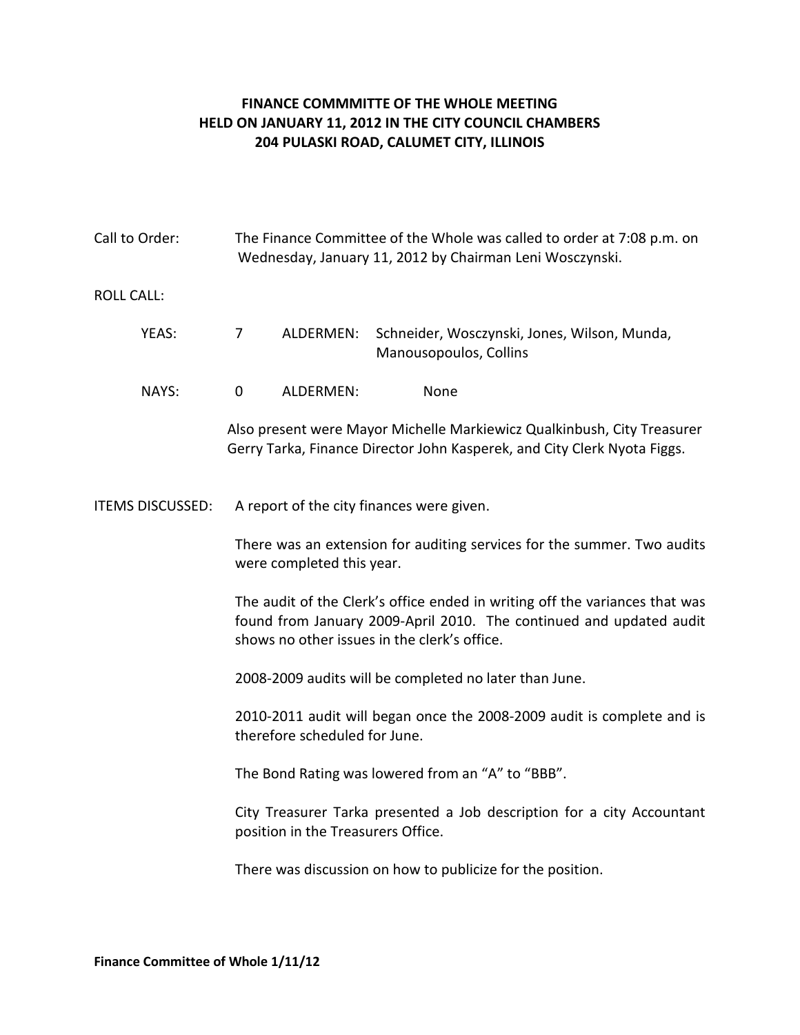**FINANCE COMMMITTE OF THE WHOLE MEETING**
**HELD ON JANUARY 11, 2012 IN THE CITY COUNCIL CHAMBERS**
**204 PULASKI ROAD, CALUMET CITY, ILLINOIS**

Call to Order: The Finance Committee of the Whole was called to order at 7:08 p.m. on Wednesday, January 11, 2012 by Chairman Leni Wosczynski.

ROLL CALL:

YEAS: 7 ALDERMEN: Schneider, Wosczynski, Jones, Wilson, Munda, Manousopoulos, Collins

NAYS: 0 ALDERMEN: None

Also present were Mayor Michelle Markiewicz Qualkinbush, City Treasurer Gerry Tarka, Finance Director John Kasperek, and City Clerk Nyota Figgs.

ITEMS DISCUSSED: A report of the city finances were given.

There was an extension for auditing services for the summer. Two audits were completed this year.

The audit of the Clerk's office ended in writing off the variances that was found from January 2009-April 2010. The continued and updated audit shows no other issues in the clerk's office.

2008-2009 audits will be completed no later than June.

2010-2011 audit will began once the 2008-2009 audit is complete and is therefore scheduled for June.

The Bond Rating was lowered from an "A" to "BBB".

City Treasurer Tarka presented a Job description for a city Accountant position in the Treasurers Office.

There was discussion on how to publicize for the position.